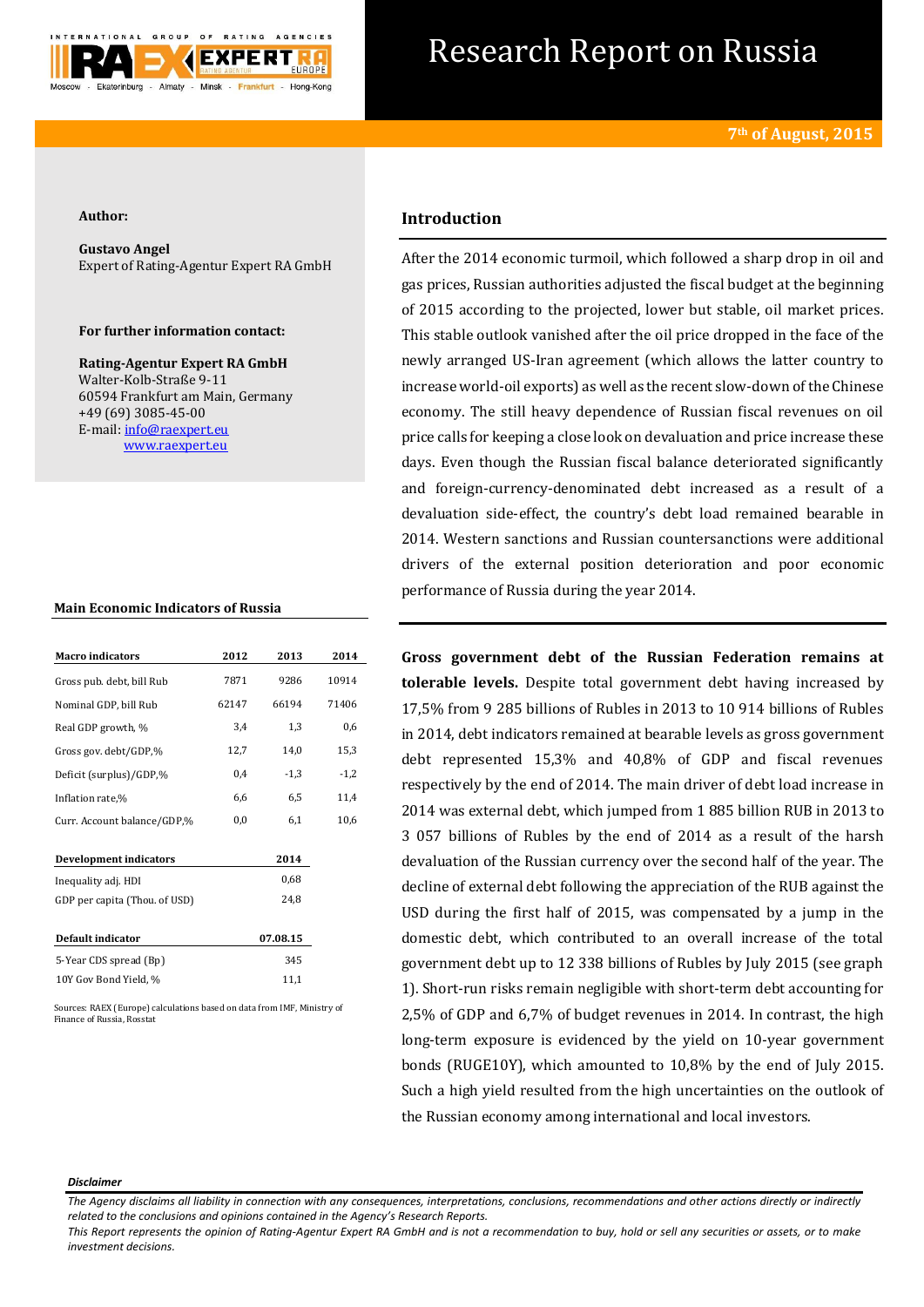# Research Report on Russia

**7th of August, 2015**

**Author:**

**Gustavo Angel**
Expert of Rating-Agentur Expert RA GmbH

**For further information contact:**

**Rating-Agentur Expert RA GmbH**
Walter-Kolb-Straße 9-11
60594 Frankfurt am Main, Germany
+49 (69) 3085-45-00
E-mail: info@raexpert.eu
www.raexpert.eu

### Main Economic Indicators of Russia

| Macro indicators | 2012 | 2013 | 2014 |
|---|---|---|---|
| Gross pub. debt, bill Rub | 7871 | 9286 | 10914 |
| Nominal GDP, bill Rub | 62147 | 66194 | 71406 |
| Real GDP growth, % | 3,4 | 1,3 | 0,6 |
| Gross gov. debt/GDP,% | 12,7 | 14,0 | 15,3 |
| Deficit (surplus)/GDP,% | 0,4 | -1,3 | -1,2 |
| Inflation rate,% | 6,6 | 6,5 | 11,4 |
| Curr. Account balance/GDP,% | 0,0 | 6,1 | 10,6 |

| Development indicators | 2014 |
|---|---|
| Inequality adj. HDI | 0,68 |
| GDP per capita (Thou. of USD) | 24,8 |

| Default indicator | 07.08.15 |
|---|---|
| 5-Year CDS spread (Bp) | 345 |
| 10Y Gov Bond Yield, % | 11,1 |

Sources: RAEX (Europe) calculations based on data from IMF, Ministry of Finance of Russia, Rosstat

## Introduction

After the 2014 economic turmoil, which followed a sharp drop in oil and gas prices, Russian authorities adjusted the fiscal budget at the beginning of 2015 according to the projected, lower but stable, oil market prices. This stable outlook vanished after the oil price dropped in the face of the newly arranged US-Iran agreement (which allows the latter country to increase world-oil exports) as well as the recent slow-down of the Chinese economy. The still heavy dependence of Russian fiscal revenues on oil price calls for keeping a close look on devaluation and price increase these days. Even though the Russian fiscal balance deteriorated significantly and foreign-currency-denominated debt increased as a result of a devaluation side-effect, the country's debt load remained bearable in 2014. Western sanctions and Russian countersanctions were additional drivers of the external position deterioration and poor economic performance of Russia during the year 2014.

**Gross government debt of the Russian Federation remains at tolerable levels.** Despite total government debt having increased by 17,5% from 9 285 billions of Rubles in 2013 to 10 914 billions of Rubles in 2014, debt indicators remained at bearable levels as gross government debt represented 15,3% and 40,8% of GDP and fiscal revenues respectively by the end of 2014. The main driver of debt load increase in 2014 was external debt, which jumped from 1 885 billion RUB in 2013 to 3 057 billions of Rubles by the end of 2014 as a result of the harsh devaluation of the Russian currency over the second half of the year. The decline of external debt following the appreciation of the RUB against the USD during the first half of 2015, was compensated by a jump in the domestic debt, which contributed to an overall increase of the total government debt up to 12 338 billions of Rubles by July 2015 (see graph 1). Short-run risks remain negligible with short-term debt accounting for 2,5% of GDP and 6,7% of budget revenues in 2014. In contrast, the high long-term exposure is evidenced by the yield on 10-year government bonds (RUGE10Y), which amounted to 10,8% by the end of July 2015. Such a high yield resulted from the high uncertainties on the outlook of the Russian economy among international and local investors.

*Disclaimer*

*The Agency disclaims all liability in connection with any consequences, interpretations, conclusions, recommendations and other actions directly or indirectly related to the conclusions and opinions contained in the Agency's Research Reports.*
*This Report represents the opinion of Rating-Agentur Expert RA GmbH and is not a recommendation to buy, hold or sell any securities or assets, or to make investment decisions.*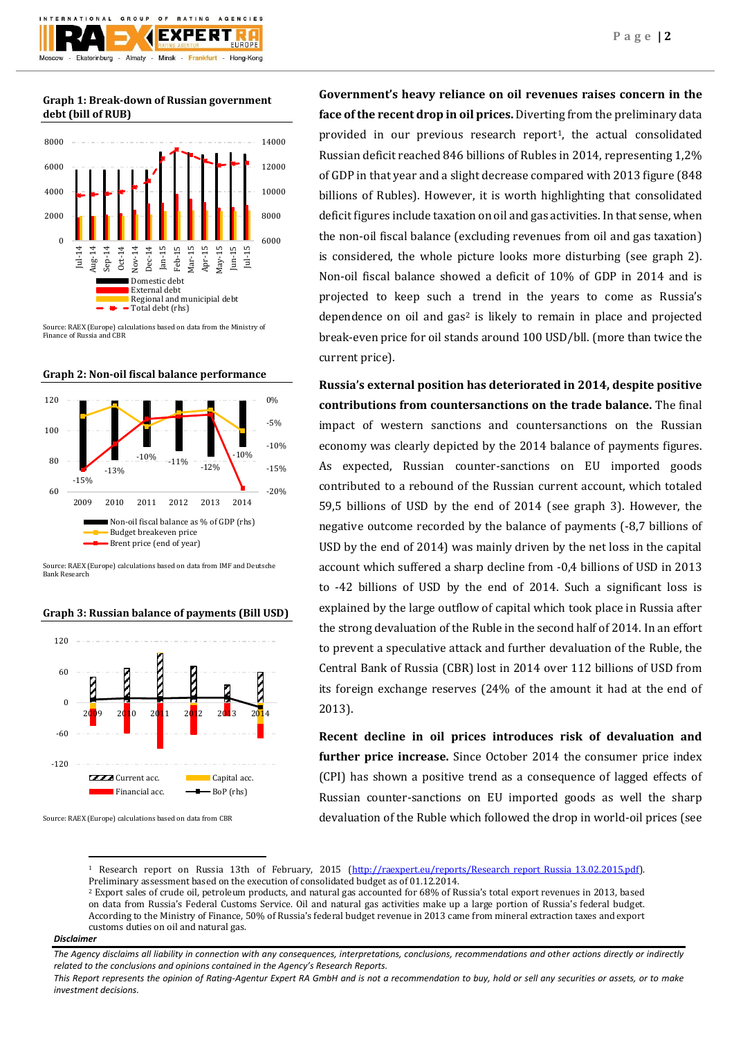**Graph 1: Break-down of Russian government debt (bill of RUB)**

Domestic debt
External debt
Regional and municipial debt
Total debt (rhs)

Source: RAEX (Europe) calculations based on data from the Ministry of Finance of Russia and CBR

**Graph 2: Non-oil fiscal balance performance**

Non-oil fiscal balance as % of GDP (rhs)
Budget breakeven price
Brent price (end of year)

Source: RAEX (Europe) calculations based on data from IMF and Deutsche Bank Research

**Graph 3: Russian balance of payments (Bill USD)**

Current acc.
Capital acc.
Financial acc.
BoP (rhs)

Source: RAEX (Europe) calculations based on data from CBR

**Government's heavy reliance on oil revenues raises concern in the face of the recent drop in oil prices.** Diverting from the preliminary data provided in our previous research report[1], the actual consolidated Russian deficit reached 846 billions of Rubles in 2014, representing 1,2% of GDP in that year and a slight decrease compared with 2013 figure (848 billions of Rubles). However, it is worth highlighting that consolidated deficit figures include taxation on oil and gas activities. In that sense, when the non-oil fiscal balance (excluding revenues from oil and gas taxation) is considered, the whole picture looks more disturbing (see graph 2). Non-oil fiscal balance showed a deficit of 10% of GDP in 2014 and is projected to keep such a trend in the years to come as Russia's dependence on oil and gas[2] is likely to remain in place and projected break-even price for oil stands around 100 USD/bll. (more than twice the current price).

**Russia's external position has deteriorated in 2014, despite positive contributions from countersanctions on the trade balance.** The final impact of western sanctions and countersanctions on the Russian economy was clearly depicted by the 2014 balance of payments figures. As expected, Russian counter-sanctions on EU imported goods contributed to a rebound of the Russian current account, which totaled 59,5 billions of USD by the end of 2014 (see graph 3). However, the negative outcome recorded by the balance of payments (-8,7 billions of USD by the end of 2014) was mainly driven by the net loss in the capital account which suffered a sharp decline from -0,4 billions of USD in 2013 to -42 billions of USD by the end of 2014. Such a significant loss is explained by the large outflow of capital which took place in Russia after the strong devaluation of the Ruble in the second half of 2014. In an effort to prevent a speculative attack and further devaluation of the Ruble, the Central Bank of Russia (CBR) lost in 2014 over 112 billions of USD from its foreign exchange reserves (24% of the amount it had at the end of 2013).

**Recent decline in oil prices introduces risk of devaluation and further price increase.** Since October 2014 the consumer price index (CPI) has shown a positive trend as a consequence of lagged effects of Russian counter-sanctions on EU imported goods as well the sharp devaluation of the Ruble which followed the drop in world-oil prices (see

---

[1] Research report on Russia 13th of February, 2015 (http://raexpert.eu/reports/Research_report_Russia_13.02.2015.pdf). Preliminary assessment based on the execution of consolidated budget as of 01.12.2014.

[2] Export sales of crude oil, petroleum products, and natural gas accounted for 68% of Russia's total export revenues in 2013, based on data from Russia's Federal Customs Service. Oil and natural gas activities make up a large portion of Russia's federal budget. According to the Ministry of Finance, 50% of Russia's federal budget revenue in 2013 came from mineral extraction taxes and export customs duties on oil and natural gas.

***Disclaimer***

*The Agency disclaims all liability in connection with any consequences, interpretations, conclusions, recommendations and other actions directly or indirectly related to the conclusions and opinions contained in the Agency's Research Reports.*

*This Report represents the opinion of Rating-Agentur Expert RA GmbH and is not a recommendation to buy, hold or sell any securities or assets, or to make investment decisions.*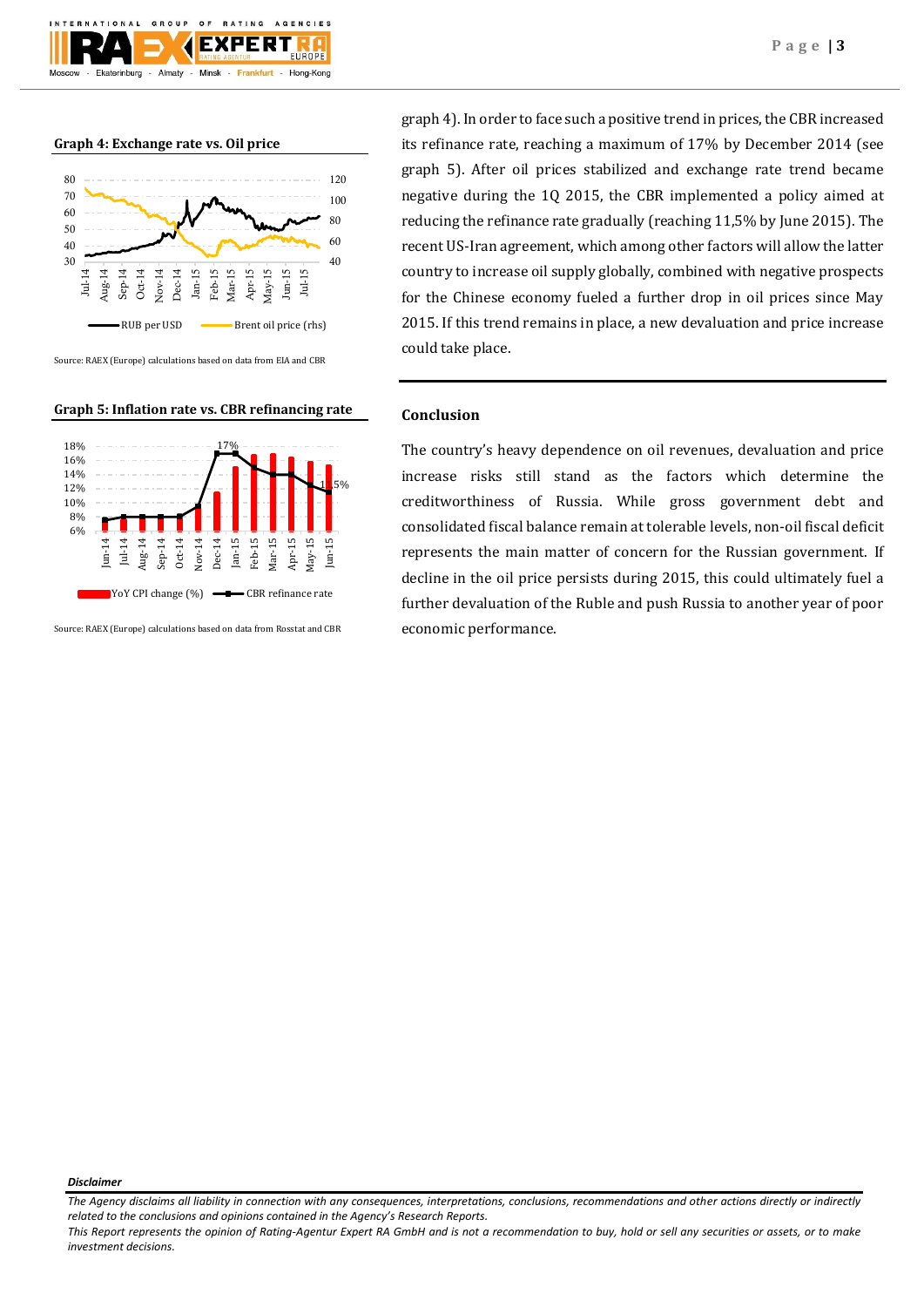**Graph 4: Exchange rate vs. Oil price**

80
70
60
50
40
30

120
100
80
60
40

Jul-14
Aug-14
Sep-14
Oct-14
Nov-14
Dec-14
Jan-15
Feb-15
Mar-15
Apr-15
May-15
Jun-15
Jul-15

RUB per USD
Brent oil price (rhs)

Source: RAEX (Europe) calculations based on data from EIA and CBR

**Graph 5: Inflation rate vs. CBR refinancing rate**

18%
16%
14%
12%
10%
8%
6%

17%
11,5%

Jun-14
Jul-14
Aug-14
Sep-14
Oct-14
Nov-14
Dec-14
Jan-15
Feb-15
Mar-15
Apr-15
May-15
Jun-15

YoY CPI change (%)
CBR refinance rate

Source: RAEX (Europe) calculations based on data from Rosstat and CBR

graph 4). In order to face such a positive trend in prices, the CBR increased its refinance rate, reaching a maximum of 17% by December 2014 (see graph 5). After oil prices stabilized and exchange rate trend became negative during the 1Q 2015, the CBR implemented a policy aimed at reducing the refinance rate gradually (reaching 11,5% by June 2015). The recent US-Iran agreement, which among other factors will allow the latter country to increase oil supply globally, combined with negative prospects for the Chinese economy fueled a further drop in oil prices since May 2015. If this trend remains in place, a new devaluation and price increase could take place.

## Conclusion

The country's heavy dependence on oil revenues, devaluation and price increase risks still stand as the factors which determine the creditworthiness of Russia. While gross government debt and consolidated fiscal balance remain at tolerable levels, non-oil fiscal deficit represents the main matter of concern for the Russian government. If decline in the oil price persists during 2015, this could ultimately fuel a further devaluation of the Ruble and push Russia to another year of poor economic performance.

***Disclaimer***

*The Agency disclaims all liability in connection with any consequences, interpretations, conclusions, recommendations and other actions directly or indirectly related to the conclusions and opinions contained in the Agency's Research Reports.*

*This Report represents the opinion of Rating-Agentur Expert RA GmbH and is not a recommendation to buy, hold or sell any securities or assets, or to make investment decisions.*